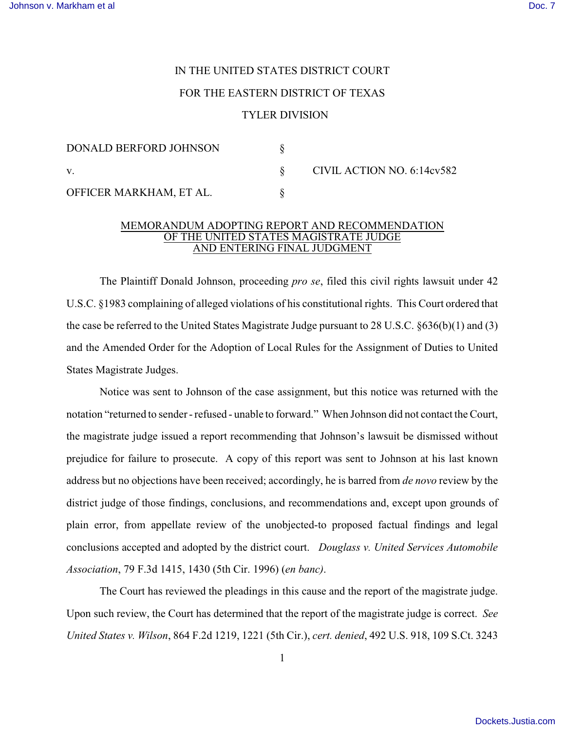IN THE UNITED STATES DISTRICT COURT

FOR THE EASTERN DISTRICT OF TEXAS

TYLER DIVISION

| | | |
|---|---|---|
| DONALD BERFORD JOHNSON | § | |
| v. | § | CIVIL ACTION NO. 6:14cv582 |
| OFFICER MARKHAM, ET AL. | § | |

MEMORANDUM ADOPTING REPORT AND RECOMMENDATION OF THE UNITED STATES MAGISTRATE JUDGE AND ENTERING FINAL JUDGMENT

The Plaintiff Donald Johnson, proceeding *pro se*, filed this civil rights lawsuit under 42 U.S.C. §1983 complaining of alleged violations of his constitutional rights. This Court ordered that the case be referred to the United States Magistrate Judge pursuant to 28 U.S.C. §636(b)(1) and (3) and the Amended Order for the Adoption of Local Rules for the Assignment of Duties to United States Magistrate Judges.

Notice was sent to Johnson of the case assignment, but this notice was returned with the notation "returned to sender - refused - unable to forward." When Johnson did not contact the Court, the magistrate judge issued a report recommending that Johnson's lawsuit be dismissed without prejudice for failure to prosecute. A copy of this report was sent to Johnson at his last known address but no objections have been received; accordingly, he is barred from *de novo* review by the district judge of those findings, conclusions, and recommendations and, except upon grounds of plain error, from appellate review of the unobjected-to proposed factual findings and legal conclusions accepted and adopted by the district court. *Douglass v. United Services Automobile Association*, 79 F.3d 1415, 1430 (5th Cir. 1996) (*en banc)*.

The Court has reviewed the pleadings in this cause and the report of the magistrate judge. Upon such review, the Court has determined that the report of the magistrate judge is correct. *See United States v. Wilson*, 864 F.2d 1219, 1221 (5th Cir.), *cert. denied*, 492 U.S. 918, 109 S.Ct. 3243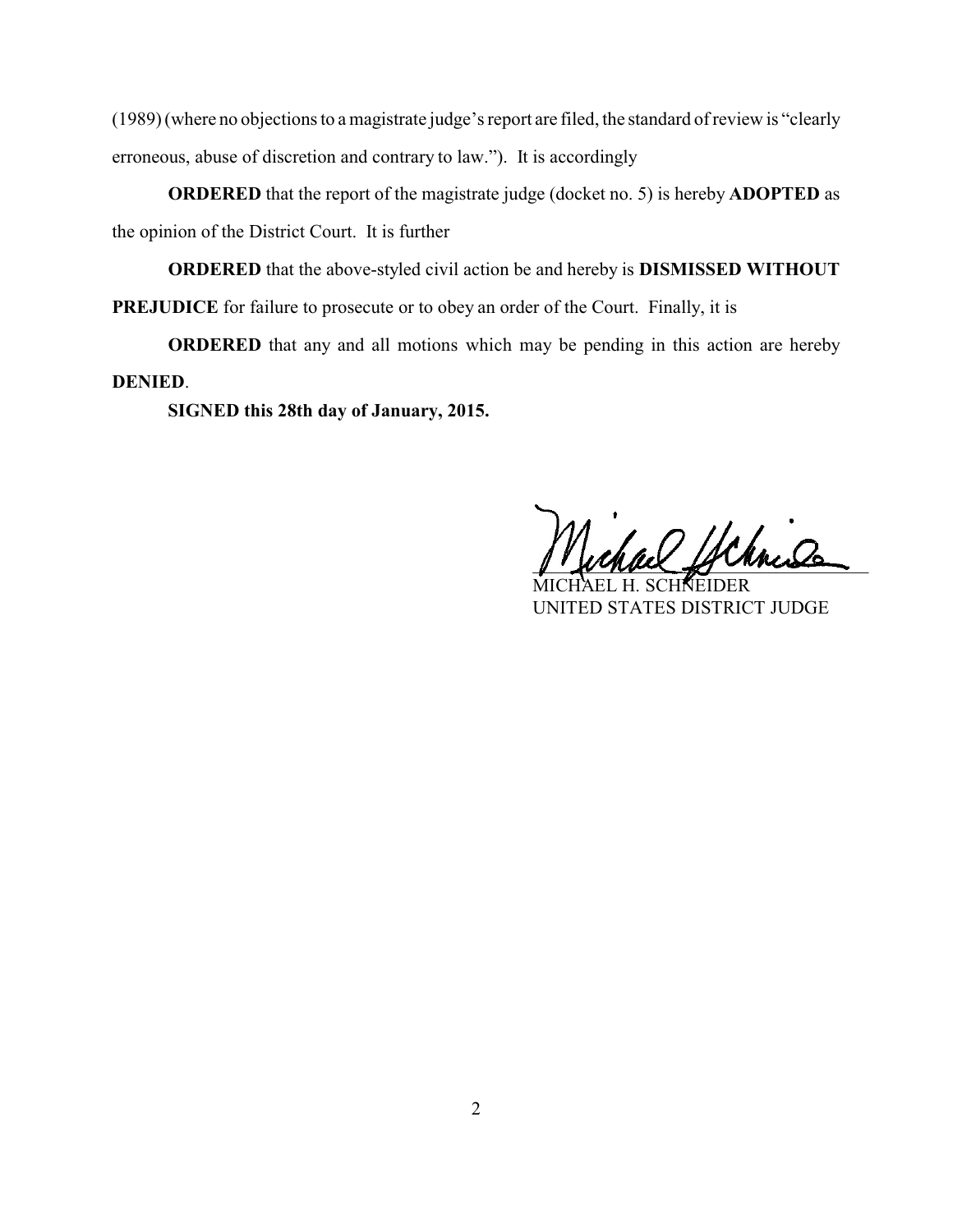(1989) (where no objections to a magistrate judge's report are filed, the standard of review is "clearly erroneous, abuse of discretion and contrary to law."). It is accordingly

**ORDERED** that the report of the magistrate judge (docket no. 5) is hereby **ADOPTED** as the opinion of the District Court. It is further

**ORDERED** that the above-styled civil action be and hereby is **DISMISSED WITHOUT PREJUDICE** for failure to prosecute or to obey an order of the Court. Finally, it is

**ORDERED** that any and all motions which may be pending in this action are hereby **DENIED**.

**SIGNED this 28th day of January, 2015.**

MICHAEL H. SCHNEIDER
UNITED STATES DISTRICT JUDGE